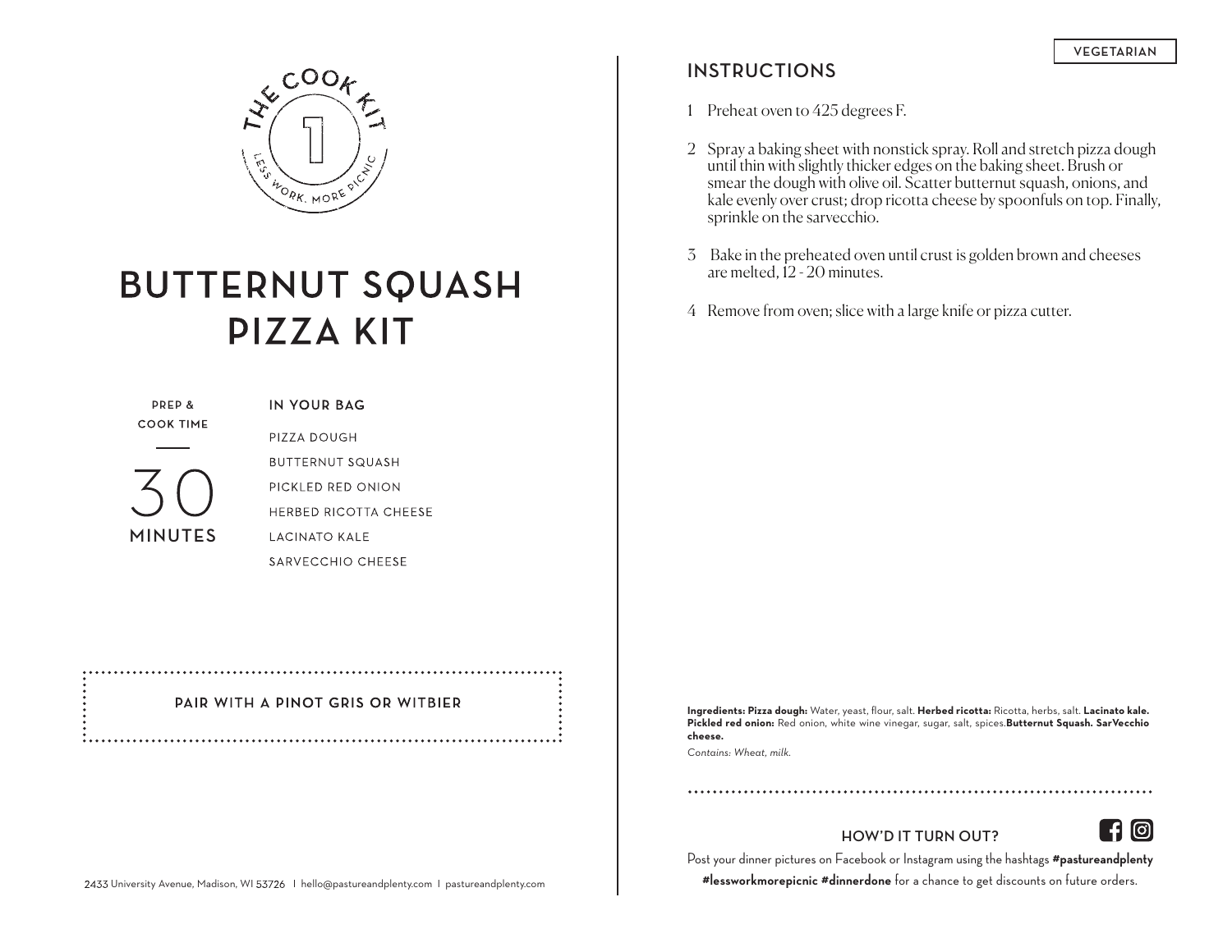THE COOK KIT

1

LESS WORK. MORE PICNIC

# BUTTERNUT SQUASH PIZZA KIT

**PREP & COOK TIME**

30 **MINUTES**

**IN YOUR BAG**

- PIZZA DOUGH
- BUTTERNUT SQUASH
- PICKLED RED ONION
- HERBED RICOTTA CHEESE
- LACINATO KALE
- SARVECCHIO CHEESE

**PAIR WITH A PINOT GRIS OR WITBIER**

2433 University Avenue, Madison, WI 53726 | hello@pastureandplenty.com | pastureandplenty.com

VEGETARIAN

## INSTRUCTIONS

1. Preheat oven to 425 degrees F.
2. Spray a baking sheet with nonstick spray. Roll and stretch pizza dough until thin with slightly thicker edges on the baking sheet. Brush or smear the dough with olive oil. Scatter butternut squash, onions, and kale evenly over crust; drop ricotta cheese by spoonfuls on top. Finally, sprinkle on the sarvecchio.
3. Bake in the preheated oven until crust is golden brown and cheeses are melted, 12 - 20 minutes.
4. Remove from oven; slice with a large knife or pizza cutter.

**Ingredients: Pizza dough:** Water, yeast, flour, salt. **Herbed ricotta:** Ricotta, herbs, salt. **Lacinato kale. Pickled red onion:** Red onion, white wine vinegar, sugar, salt, spices.**Butternut Squash. SarVecchio cheese.**

*Contains: Wheat, milk.*

**HOW'D IT TURN OUT?**

Post your dinner pictures on Facebook or Instagram using the hashtags **#pastureandplenty #lessworkmorepicnic #dinnerdone** for a chance to get discounts on future orders.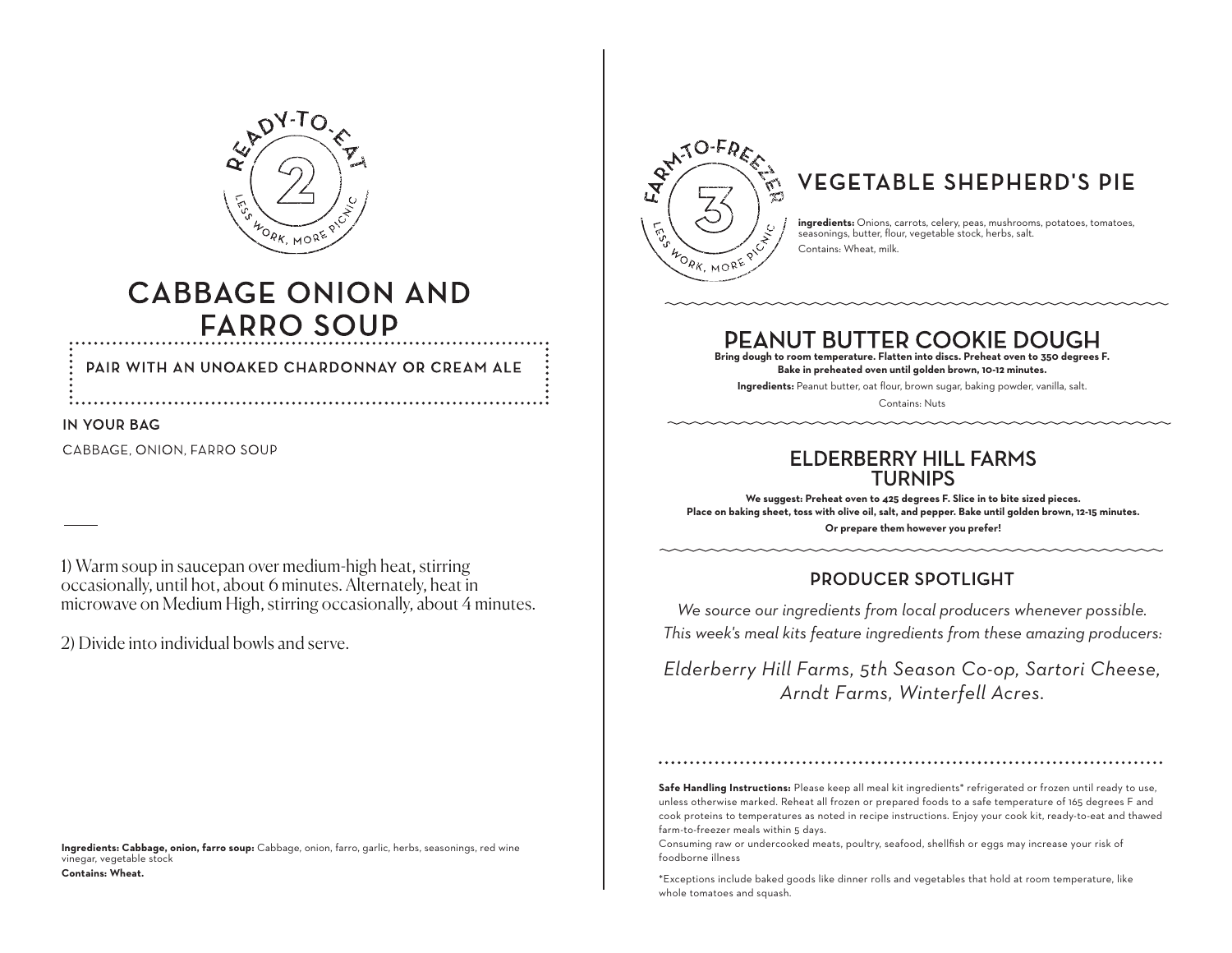READY-TO-EAT

2

LESS WORK, MORE PICNIC

# CABBAGE ONION AND FARRO SOUP

**PAIR WITH AN UNOAKED CHARDONNAY OR CREAM ALE**

**IN YOUR BAG**

CABBAGE, ONION, FARRO SOUP

1) Warm soup in saucepan over medium-high heat, stirring occasionally, until hot, about 6 minutes. Alternately, heat in microwave on Medium High, stirring occasionally, about 4 minutes.

2) Divide into individual bowls and serve.

**Ingredients: Cabbage, onion, farro soup:** Cabbage, onion, farro, garlic, herbs, seasonings, red wine vinegar, vegetable stock

**Contains: Wheat.**

FARM-TO-FREEZER

3

LESS WORK, MORE PICNIC

## VEGETABLE SHEPHERD'S PIE

**ingredients:** Onions, carrots, celery, peas, mushrooms, potatoes, tomatoes, seasonings, butter, flour, vegetable stock, herbs, salt.

Contains: Wheat, milk.

## PEANUT BUTTER COOKIE DOUGH

**Bring dough to room temperature. Flatten into discs. Preheat oven to 350 degrees F. Bake in preheated oven until golden brown, 10-12 minutes.**

**Ingredients:** Peanut butter, oat flour, brown sugar, baking powder, vanilla, salt.

Contains: Nuts

## ELDERBERRY HILL FARMS TURNIPS

**We suggest: Preheat oven to 425 degrees F. Slice in to bite sized pieces. Place on baking sheet, toss with olive oil, salt, and pepper. Bake until golden brown, 12-15 minutes.**

**Or prepare them however you prefer!**

## PRODUCER SPOTLIGHT

*We source our ingredients from local producers whenever possible. This week's meal kits feature ingredients from these amazing producers:*

*Elderberry Hill Farms, 5th Season Co-op, Sartori Cheese, Arndt Farms, Winterfell Acres.*

**Safe Handling Instructions:** Please keep all meal kit ingredients* refrigerated or frozen until ready to use, unless otherwise marked. Reheat all frozen or prepared foods to a safe temperature of 165 degrees F and cook proteins to temperatures as noted in recipe instructions. Enjoy your cook kit, ready-to-eat and thawed farm-to-freezer meals within 5 days.

Consuming raw or undercooked meats, poultry, seafood, shellfish or eggs may increase your risk of foodborne illness

*Exceptions include baked goods like dinner rolls and vegetables that hold at room temperature, like whole tomatoes and squash.